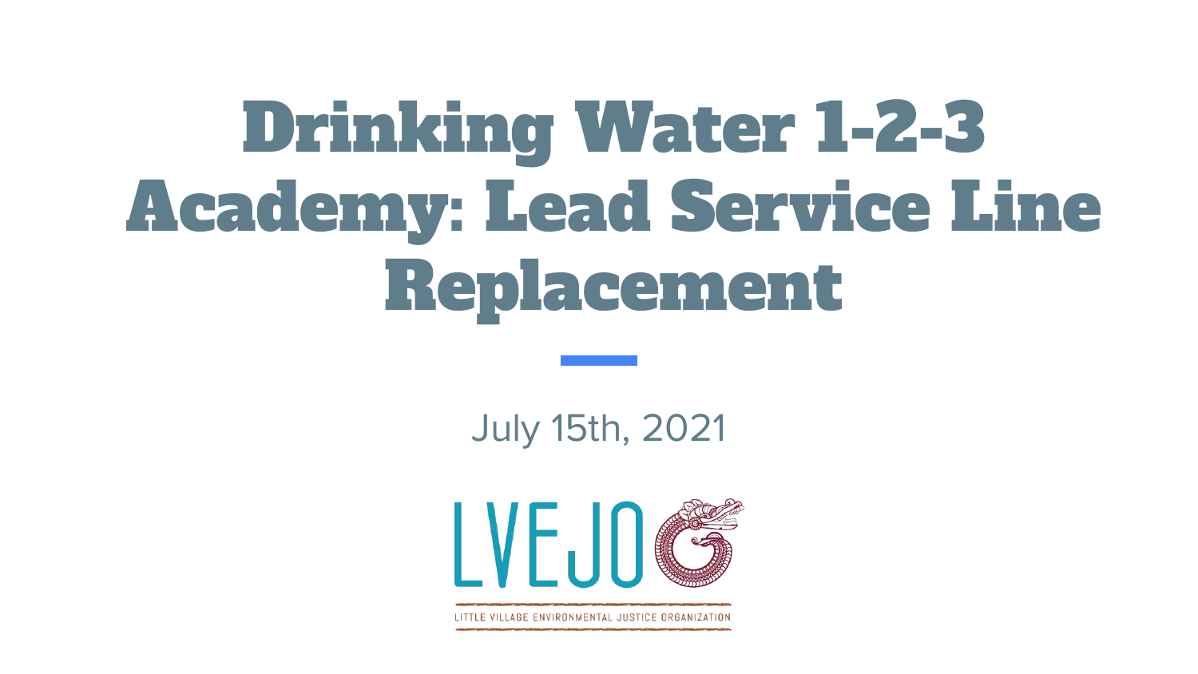# Drinking Water 1-2-3 Academy: Lead Service Line Replacement

July 15th, 2021

LVEJO

LITTLE VILLAGE ENVIRONMENTAL JUSTICE ORGANIZATION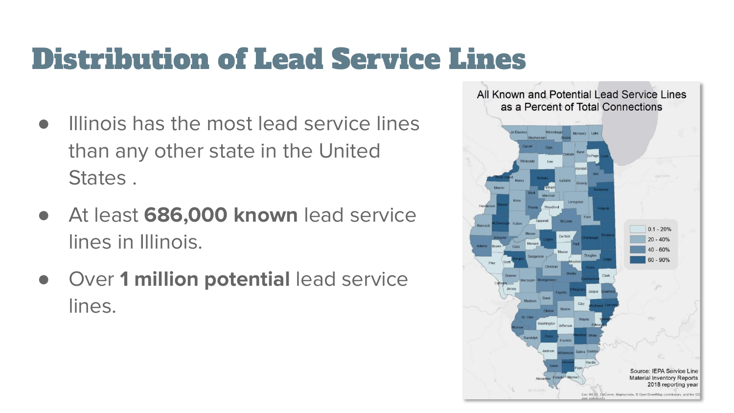# Distribution of Lead Service Lines

- Illinois has the most lead service lines than any other state in the United States .
- At least **686,000 known** lead service lines in Illinois.
- Over **1 million potential** lead service lines.

All Known and Potential Lead Service Lines as a Percent of Total Connections

| Legend |
| --- |
| 0.1 - 20% |
| 20 - 40% |
| 40 - 60% |
| 60 - 90% |

Source: IEPA Service Line Material Inventory Reports 2018 reporting year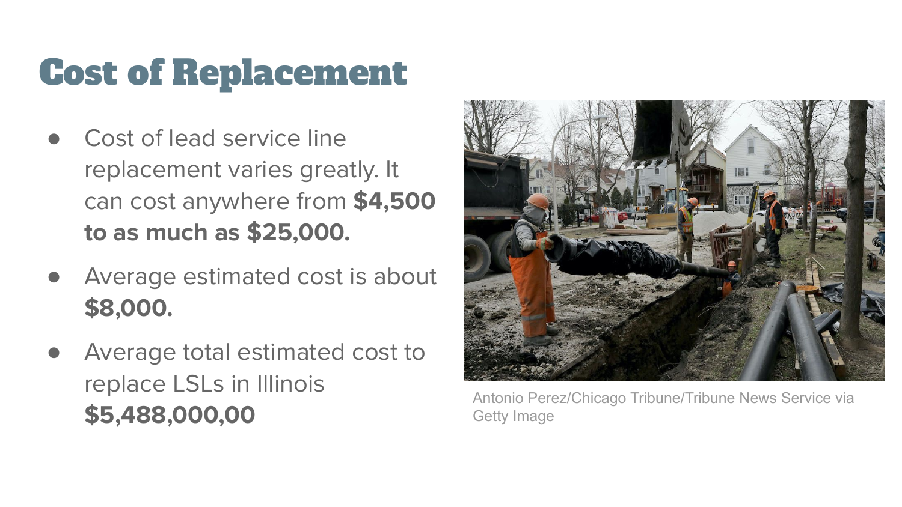# Cost of Replacement

- Cost of lead service line replacement varies greatly. It can cost anywhere from **$4,500 to as much as $25,000.**
- Average estimated cost is about **$8,000.**
- Average total estimated cost to replace LSLs in Illinois **$5,488,000,00**

Antonio Perez/Chicago Tribune/Tribune News Service via Getty Image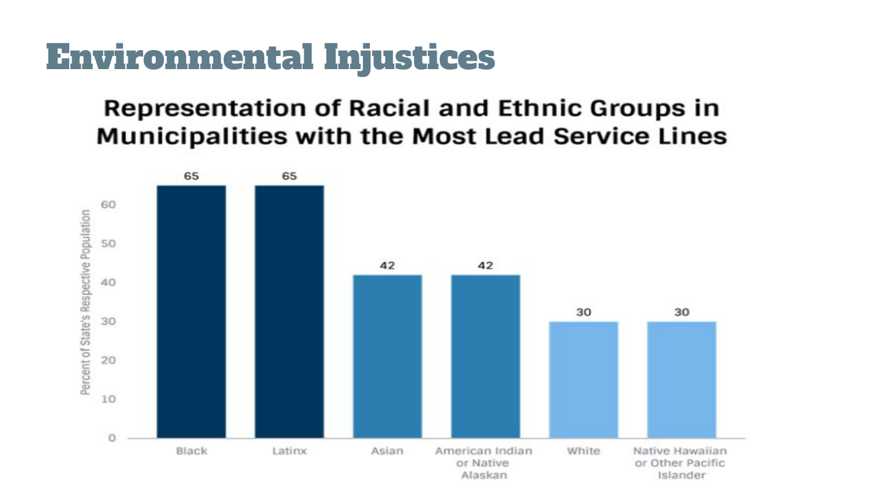# Environmental Injustices

## Representation of Racial and Ethnic Groups in Municipalities with the Most Lead Service Lines

| Group | Percent of State's Respective Population |
| --- | --- |
| Black | 65 |
| Latinx | 65 |
| Asian | 42 |
| American Indian or Native Alaskan | 42 |
| White | 30 |
| Native Hawaiian or Other Pacific Islander | 30 |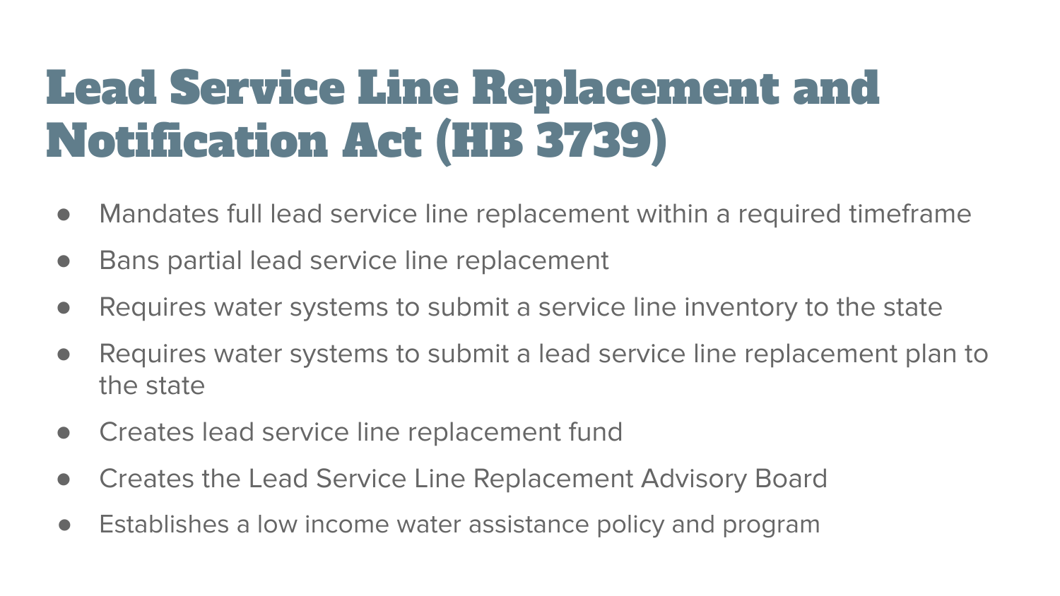# Lead Service Line Replacement and Notification Act (HB 3739)

- Mandates full lead service line replacement within a required timeframe
- Bans partial lead service line replacement
- Requires water systems to submit a service line inventory to the state
- Requires water systems to submit a lead service line replacement plan to the state
- Creates lead service line replacement fund
- Creates the Lead Service Line Replacement Advisory Board
- Establishes a low income water assistance policy and program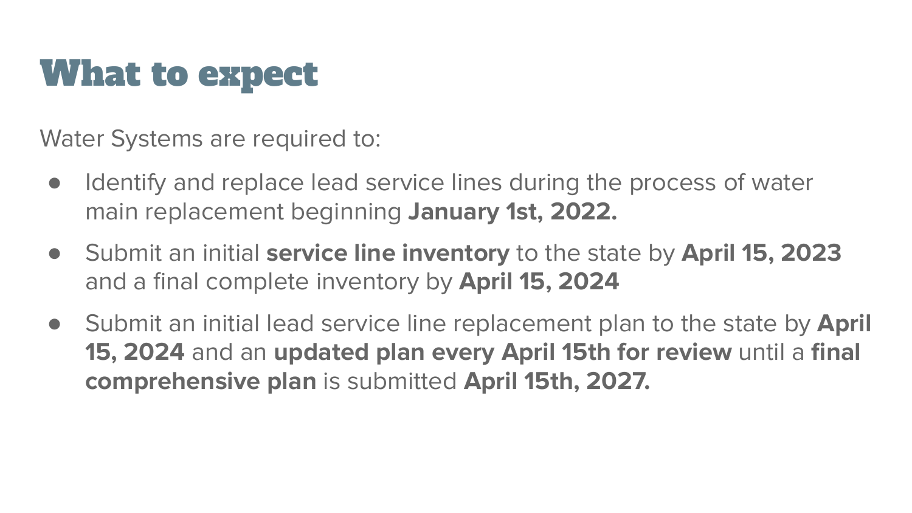# What to expect

Water Systems are required to:

- Identify and replace lead service lines during the process of water main replacement beginning **January 1st, 2022.**
- Submit an initial **service line inventory** to the state by **April 15, 2023** and a final complete inventory by **April 15, 2024**
- Submit an initial lead service line replacement plan to the state by **April 15, 2024** and an **updated plan every April 15th for review** until a **final comprehensive plan** is submitted **April 15th, 2027.**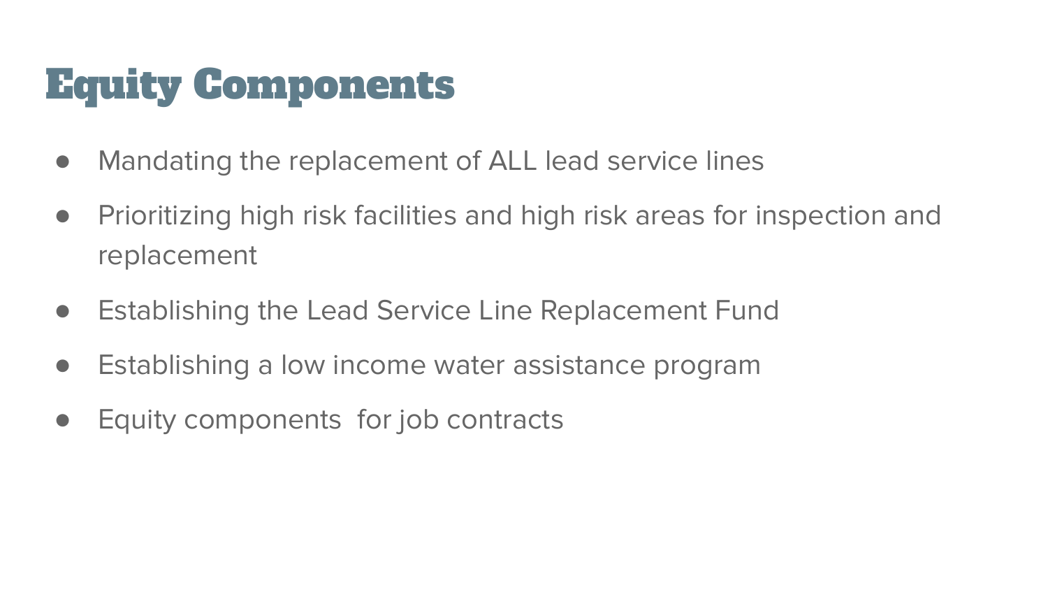# Equity Components

- Mandating the replacement of ALL lead service lines
- Prioritizing high risk facilities and high risk areas for inspection and replacement
- Establishing the Lead Service Line Replacement Fund
- Establishing a low income water assistance program
- Equity components for job contracts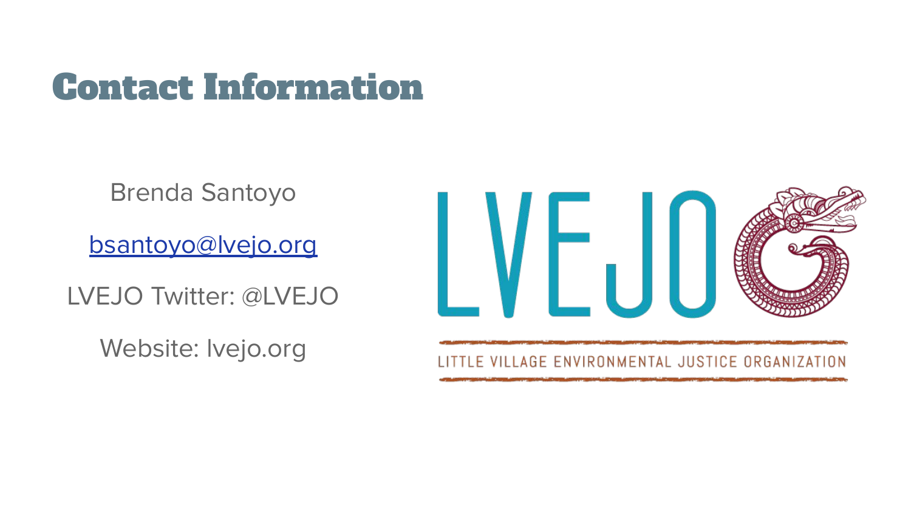# Contact Information

Brenda Santoyo

[bsantoyo@lvejo.org](mailto:bsantoyo@lvejo.org)

LVEJO Twitter: @LVEJO

Website: lvejo.org

LVEJO

LITTLE VILLAGE ENVIRONMENTAL JUSTICE ORGANIZATION